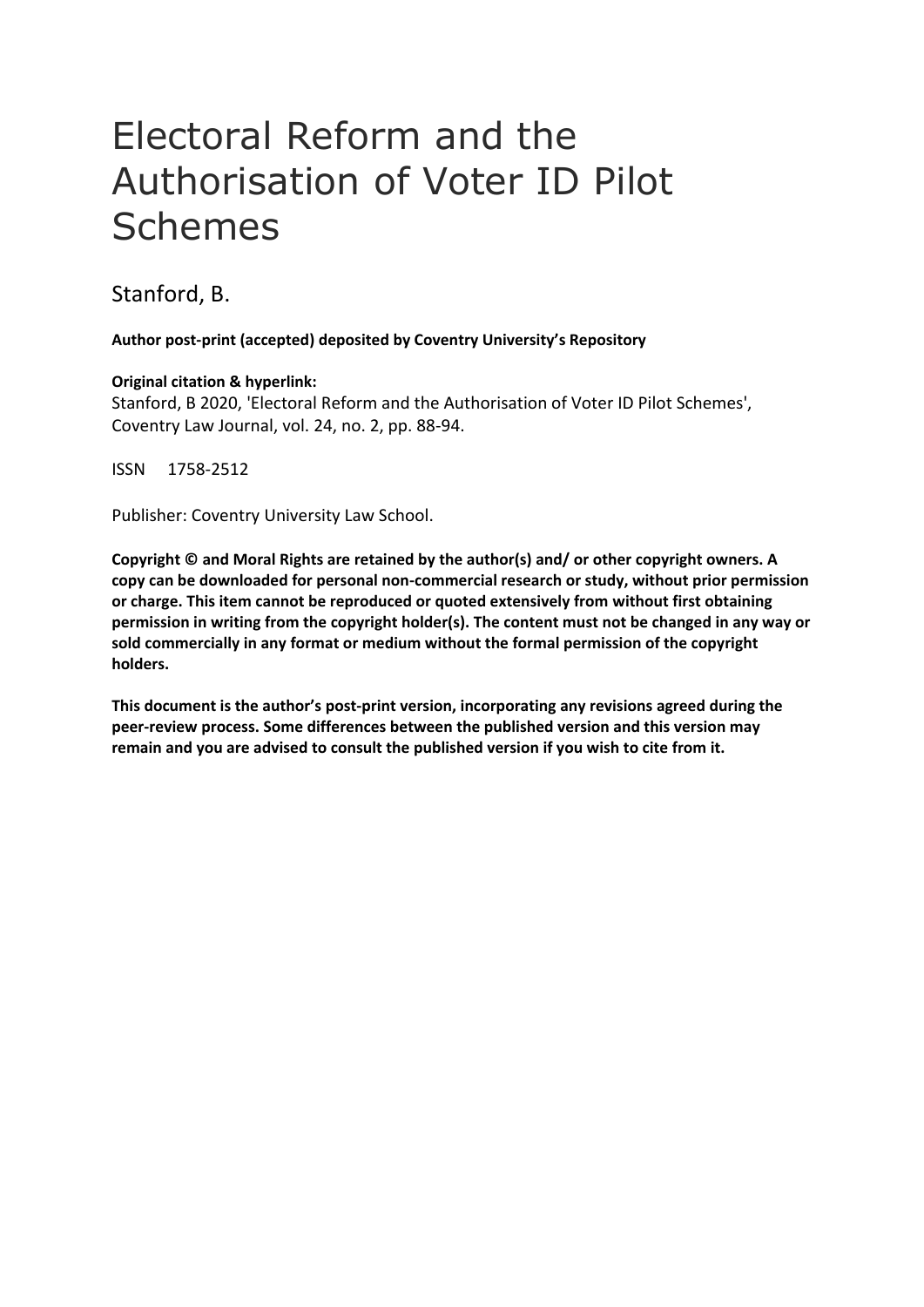# Electoral Reform and the Authorisation of Voter ID Pilot Schemes

Stanford, B.

**Author post-print (accepted) deposited by Coventry University's Repository**

**Original citation & hyperlink:**

Stanford, B 2020, 'Electoral Reform and the Authorisation of Voter ID Pilot Schemes', Coventry Law Journal, vol. 24, no. 2, pp. 88-94.

ISSN 1758-2512

Publisher: Coventry University Law School.

**Copyright © and Moral Rights are retained by the author(s) and/ or other copyright owners. A copy can be downloaded for personal non-commercial research or study, without prior permission or charge. This item cannot be reproduced or quoted extensively from without first obtaining permission in writing from the copyright holder(s). The content must not be changed in any way or sold commercially in any format or medium without the formal permission of the copyright holders.**

**This document is the author's post-print version, incorporating any revisions agreed during the peer-review process. Some differences between the published version and this version may remain and you are advised to consult the published version if you wish to cite from it.**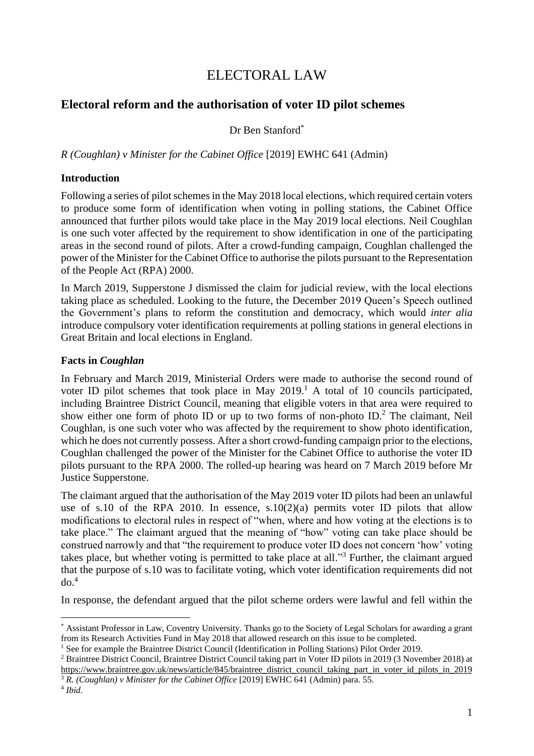# ELECTORAL LAW

## Electoral reform and the authorisation of voter ID pilot schemes

Dr Ben Stanford[*]

*R (Coughlan) v Minister for the Cabinet Office* [2019] EWHC 641 (Admin)

### Introduction

Following a series of pilot schemes in the May 2018 local elections, which required certain voters to produce some form of identification when voting in polling stations, the Cabinet Office announced that further pilots would take place in the May 2019 local elections. Neil Coughlan is one such voter affected by the requirement to show identification in one of the participating areas in the second round of pilots. After a crowd-funding campaign, Coughlan challenged the power of the Minister for the Cabinet Office to authorise the pilots pursuant to the Representation of the People Act (RPA) 2000.

In March 2019, Supperstone J dismissed the claim for judicial review, with the local elections taking place as scheduled. Looking to the future, the December 2019 Queen's Speech outlined the Government's plans to reform the constitution and democracy, which would *inter alia* introduce compulsory voter identification requirements at polling stations in general elections in Great Britain and local elections in England.

### Facts in *Coughlan*

In February and March 2019, Ministerial Orders were made to authorise the second round of voter ID pilot schemes that took place in May 2019.[1] A total of 10 councils participated, including Braintree District Council, meaning that eligible voters in that area were required to show either one form of photo ID or up to two forms of non-photo ID.[2] The claimant, Neil Coughlan, is one such voter who was affected by the requirement to show photo identification, which he does not currently possess. After a short crowd-funding campaign prior to the elections, Coughlan challenged the power of the Minister for the Cabinet Office to authorise the voter ID pilots pursuant to the RPA 2000. The rolled-up hearing was heard on 7 March 2019 before Mr Justice Supperstone.

The claimant argued that the authorisation of the May 2019 voter ID pilots had been an unlawful use of s.10 of the RPA 2010. In essence, s.10(2)(a) permits voter ID pilots that allow modifications to electoral rules in respect of "when, where and how voting at the elections is to take place." The claimant argued that the meaning of "how" voting can take place should be construed narrowly and that "the requirement to produce voter ID does not concern 'how' voting takes place, but whether voting is permitted to take place at all."[3] Further, the claimant argued that the purpose of s.10 was to facilitate voting, which voter identification requirements did not do.[4]

In response, the defendant argued that the pilot scheme orders were lawful and fell within the

---

[*] Assistant Professor in Law, Coventry University. Thanks go to the Society of Legal Scholars for awarding a grant from its Research Activities Fund in May 2018 that allowed research on this issue to be completed.

[1] See for example the Braintree District Council (Identification in Polling Stations) Pilot Order 2019.

[2] Braintree District Council, Braintree District Council taking part in Voter ID pilots in 2019 (3 November 2018) at https://www.braintree.gov.uk/news/article/845/braintree_district_council_taking_part_in_voter_id_pilots_in_2019

[3] *R. (Coughlan) v Minister for the Cabinet Office* [2019] EWHC 641 (Admin) para. 55.

[4] *Ibid*.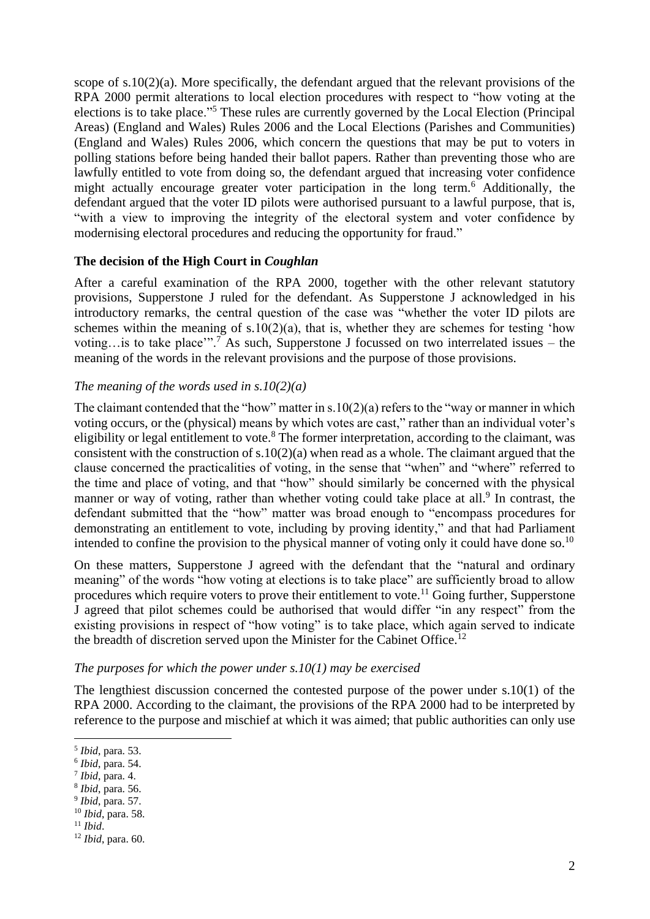scope of s.10(2)(a). More specifically, the defendant argued that the relevant provisions of the RPA 2000 permit alterations to local election procedures with respect to "how voting at the elections is to take place."[5] These rules are currently governed by the Local Election (Principal Areas) (England and Wales) Rules 2006 and the Local Elections (Parishes and Communities) (England and Wales) Rules 2006, which concern the questions that may be put to voters in polling stations before being handed their ballot papers. Rather than preventing those who are lawfully entitled to vote from doing so, the defendant argued that increasing voter confidence might actually encourage greater voter participation in the long term.[6] Additionally, the defendant argued that the voter ID pilots were authorised pursuant to a lawful purpose, that is, "with a view to improving the integrity of the electoral system and voter confidence by modernising electoral procedures and reducing the opportunity for fraud."

**The decision of the High Court in *Coughlan***

After a careful examination of the RPA 2000, together with the other relevant statutory provisions, Supperstone J ruled for the defendant. As Supperstone J acknowledged in his introductory remarks, the central question of the case was "whether the voter ID pilots are schemes within the meaning of s.10(2)(a), that is, whether they are schemes for testing 'how voting…is to take place'".[7] As such, Supperstone J focussed on two interrelated issues – the meaning of the words in the relevant provisions and the purpose of those provisions.

*The meaning of the words used in s.10(2)(a)*

The claimant contended that the "how" matter in s.10(2)(a) refers to the "way or manner in which voting occurs, or the (physical) means by which votes are cast," rather than an individual voter's eligibility or legal entitlement to vote.[8] The former interpretation, according to the claimant, was consistent with the construction of s.10(2)(a) when read as a whole. The claimant argued that the clause concerned the practicalities of voting, in the sense that "when" and "where" referred to the time and place of voting, and that "how" should similarly be concerned with the physical manner or way of voting, rather than whether voting could take place at all.[9] In contrast, the defendant submitted that the "how" matter was broad enough to "encompass procedures for demonstrating an entitlement to vote, including by proving identity," and that had Parliament intended to confine the provision to the physical manner of voting only it could have done so.[10]

On these matters, Supperstone J agreed with the defendant that the "natural and ordinary meaning" of the words "how voting at elections is to take place" are sufficiently broad to allow procedures which require voters to prove their entitlement to vote.[11] Going further, Supperstone J agreed that pilot schemes could be authorised that would differ "in any respect" from the existing provisions in respect of "how voting" is to take place, which again served to indicate the breadth of discretion served upon the Minister for the Cabinet Office.[12]

*The purposes for which the power under s.10(1) may be exercised*

The lengthiest discussion concerned the contested purpose of the power under s.10(1) of the RPA 2000. According to the claimant, the provisions of the RPA 2000 had to be interpreted by reference to the purpose and mischief at which it was aimed; that public authorities can only use

---

[5] *Ibid*, para. 53.

[6] *Ibid*, para. 54.

[7] *Ibid*, para. 4.

[8] *Ibid*, para. 56.

[9] *Ibid*, para. 57.

[10] *Ibid*, para. 58.

[11] *Ibid*.

[12] *Ibid*, para. 60.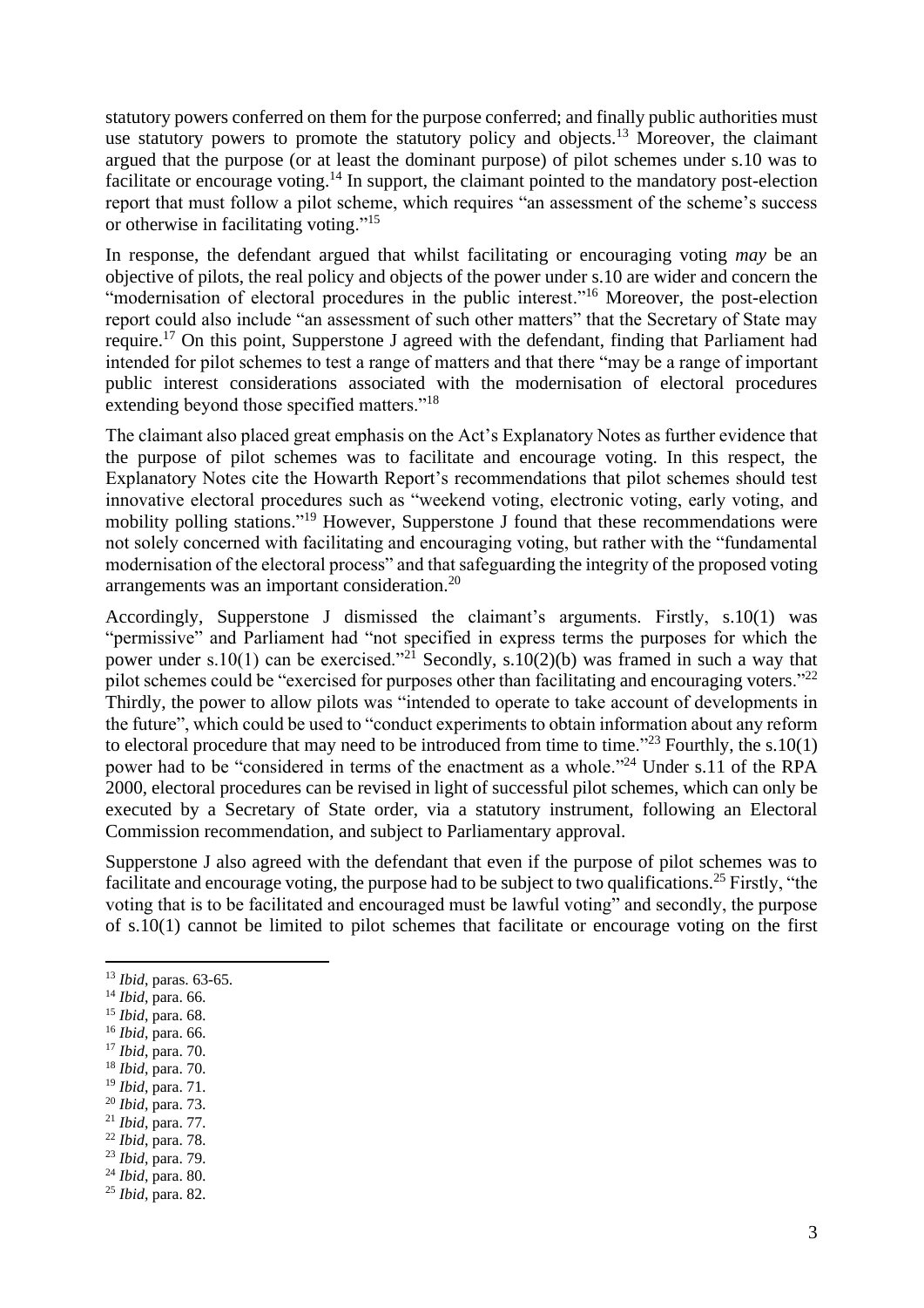statutory powers conferred on them for the purpose conferred; and finally public authorities must use statutory powers to promote the statutory policy and objects.[13] Moreover, the claimant argued that the purpose (or at least the dominant purpose) of pilot schemes under s.10 was to facilitate or encourage voting.[14] In support, the claimant pointed to the mandatory post-election report that must follow a pilot scheme, which requires "an assessment of the scheme's success or otherwise in facilitating voting."[15]

In response, the defendant argued that whilst facilitating or encouraging voting *may* be an objective of pilots, the real policy and objects of the power under s.10 are wider and concern the "modernisation of electoral procedures in the public interest."[16] Moreover, the post-election report could also include "an assessment of such other matters" that the Secretary of State may require.[17] On this point, Supperstone J agreed with the defendant, finding that Parliament had intended for pilot schemes to test a range of matters and that there "may be a range of important public interest considerations associated with the modernisation of electoral procedures extending beyond those specified matters."[18]

The claimant also placed great emphasis on the Act's Explanatory Notes as further evidence that the purpose of pilot schemes was to facilitate and encourage voting. In this respect, the Explanatory Notes cite the Howarth Report's recommendations that pilot schemes should test innovative electoral procedures such as "weekend voting, electronic voting, early voting, and mobility polling stations."[19] However, Supperstone J found that these recommendations were not solely concerned with facilitating and encouraging voting, but rather with the "fundamental modernisation of the electoral process" and that safeguarding the integrity of the proposed voting arrangements was an important consideration.[20]

Accordingly, Supperstone J dismissed the claimant's arguments. Firstly, s.10(1) was "permissive" and Parliament had "not specified in express terms the purposes for which the power under s.10(1) can be exercised."[21] Secondly, s.10(2)(b) was framed in such a way that pilot schemes could be "exercised for purposes other than facilitating and encouraging voters."[22] Thirdly, the power to allow pilots was "intended to operate to take account of developments in the future", which could be used to "conduct experiments to obtain information about any reform to electoral procedure that may need to be introduced from time to time."[23] Fourthly, the s.10(1) power had to be "considered in terms of the enactment as a whole."[24] Under s.11 of the RPA 2000, electoral procedures can be revised in light of successful pilot schemes, which can only be executed by a Secretary of State order, via a statutory instrument, following an Electoral Commission recommendation, and subject to Parliamentary approval.

Supperstone J also agreed with the defendant that even if the purpose of pilot schemes was to facilitate and encourage voting, the purpose had to be subject to two qualifications.[25] Firstly, "the voting that is to be facilitated and encouraged must be lawful voting" and secondly, the purpose of s.10(1) cannot be limited to pilot schemes that facilitate or encourage voting on the first

---

[13] *Ibid*, paras. 63-65.

[14] *Ibid*, para. 66.

[15] *Ibid*, para. 68.

[16] *Ibid*, para. 66.

[17] *Ibid*, para. 70.

[18] *Ibid*, para. 70.

[19] *Ibid*, para. 71.

[20] *Ibid*, para. 73.

[21] *Ibid*, para. 77.

[22] *Ibid*, para. 78.

[23] *Ibid*, para. 79.

[24] *Ibid*, para. 80.

[25] *Ibid*, para. 82.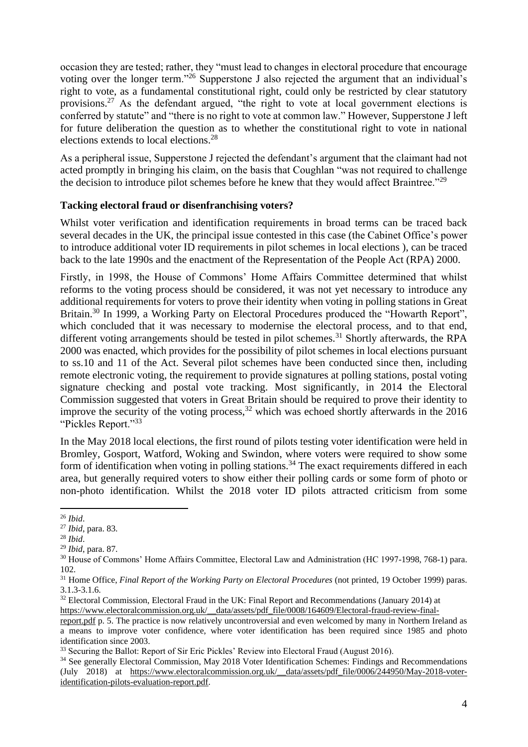occasion they are tested; rather, they "must lead to changes in electoral procedure that encourage voting over the longer term."[26] Supperstone J also rejected the argument that an individual's right to vote, as a fundamental constitutional right, could only be restricted by clear statutory provisions.[27] As the defendant argued, "the right to vote at local government elections is conferred by statute" and "there is no right to vote at common law." However, Supperstone J left for future deliberation the question as to whether the constitutional right to vote in national elections extends to local elections.[28]

As a peripheral issue, Supperstone J rejected the defendant's argument that the claimant had not acted promptly in bringing his claim, on the basis that Coughlan "was not required to challenge the decision to introduce pilot schemes before he knew that they would affect Braintree."[29]

**Tacking electoral fraud or disenfranchising voters?**

Whilst voter verification and identification requirements in broad terms can be traced back several decades in the UK, the principal issue contested in this case (the Cabinet Office's power to introduce additional voter ID requirements in pilot schemes in local elections ), can be traced back to the late 1990s and the enactment of the Representation of the People Act (RPA) 2000.

Firstly, in 1998, the House of Commons' Home Affairs Committee determined that whilst reforms to the voting process should be considered, it was not yet necessary to introduce any additional requirements for voters to prove their identity when voting in polling stations in Great Britain.[30] In 1999, a Working Party on Electoral Procedures produced the "Howarth Report", which concluded that it was necessary to modernise the electoral process, and to that end, different voting arrangements should be tested in pilot schemes.[31] Shortly afterwards, the RPA 2000 was enacted, which provides for the possibility of pilot schemes in local elections pursuant to ss.10 and 11 of the Act. Several pilot schemes have been conducted since then, including remote electronic voting, the requirement to provide signatures at polling stations, postal voting signature checking and postal vote tracking. Most significantly, in 2014 the Electoral Commission suggested that voters in Great Britain should be required to prove their identity to improve the security of the voting process,[32] which was echoed shortly afterwards in the 2016 "Pickles Report."[33]

In the May 2018 local elections, the first round of pilots testing voter identification were held in Bromley, Gosport, Watford, Woking and Swindon, where voters were required to show some form of identification when voting in polling stations.[34] The exact requirements differed in each area, but generally required voters to show either their polling cards or some form of photo or non-photo identification. Whilst the 2018 voter ID pilots attracted criticism from some

---

[26] *Ibid*.

[27] *Ibid*, para. 83.

[28] *Ibid*.

[29] *Ibid*, para. 87.

[30] House of Commons' Home Affairs Committee, Electoral Law and Administration (HC 1997-1998, 768-1) para. 102.

[31] Home Office, *Final Report of the Working Party on Electoral Procedures* (not printed, 19 October 1999) paras. 3.1.3-3.1.6.

[32] Electoral Commission, Electoral Fraud in the UK: Final Report and Recommendations (January 2014) at https://www.electoralcommission.org.uk/__data/assets/pdf_file/0008/164609/Electoral-fraud-review-final-report.pdf p. 5. The practice is now relatively uncontroversial and even welcomed by many in Northern Ireland as a means to improve voter confidence, where voter identification has been required since 1985 and photo identification since 2003.

[33] Securing the Ballot: Report of Sir Eric Pickles' Review into Electoral Fraud (August 2016).

[34] See generally Electoral Commission, May 2018 Voter Identification Schemes: Findings and Recommendations (July 2018) at https://www.electoralcommission.org.uk/__data/assets/pdf_file/0006/244950/May-2018-voter-identification-pilots-evaluation-report.pdf.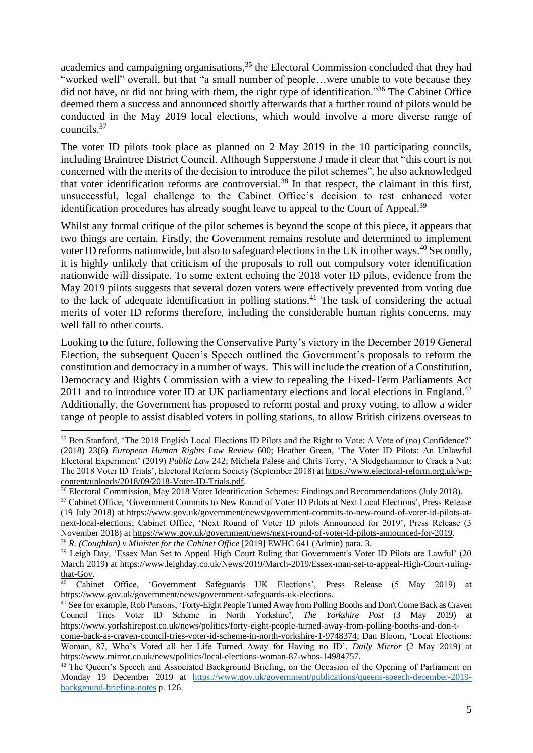academics and campaigning organisations,[35] the Electoral Commission concluded that they had "worked well" overall, but that "a small number of people…were unable to vote because they did not have, or did not bring with them, the right type of identification."[36] The Cabinet Office deemed them a success and announced shortly afterwards that a further round of pilots would be conducted in the May 2019 local elections, which would involve a more diverse range of councils.[37]

The voter ID pilots took place as planned on 2 May 2019 in the 10 participating councils, including Braintree District Council. Although Supperstone J made it clear that "this court is not concerned with the merits of the decision to introduce the pilot schemes", he also acknowledged that voter identification reforms are controversial.[38] In that respect, the claimant in this first, unsuccessful, legal challenge to the Cabinet Office's decision to test enhanced voter identification procedures has already sought leave to appeal to the Court of Appeal.[39]

Whilst any formal critique of the pilot schemes is beyond the scope of this piece, it appears that two things are certain. Firstly, the Government remains resolute and determined to implement voter ID reforms nationwide, but also to safeguard elections in the UK in other ways.[40] Secondly, it is highly unlikely that criticism of the proposals to roll out compulsory voter identification nationwide will dissipate. To some extent echoing the 2018 voter ID pilots, evidence from the May 2019 pilots suggests that several dozen voters were effectively prevented from voting due to the lack of adequate identification in polling stations.[41] The task of considering the actual merits of voter ID reforms therefore, including the considerable human rights concerns, may well fall to other courts.

Looking to the future, following the Conservative Party's victory in the December 2019 General Election, the subsequent Queen's Speech outlined the Government's proposals to reform the constitution and democracy in a number of ways. This will include the creation of a Constitution, Democracy and Rights Commission with a view to repealing the Fixed-Term Parliaments Act 2011 and to introduce voter ID at UK parliamentary elections and local elections in England.[42] Additionally, the Government has proposed to reform postal and proxy voting, to allow a wider range of people to assist disabled voters in polling stations, to allow British citizens overseas to

---

[35] Ben Stanford, 'The 2018 English Local Elections ID Pilots and the Right to Vote: A Vote of (no) Confidence?' (2018) 23(6) *European Human Rights Law Review* 600; Heather Green, 'The Voter ID Pilots: An Unlawful Electoral Experiment' (2019) *Public Law* 242; Michela Palese and Chris Terry, 'A Sledgehammer to Crack a Nut: The 2018 Voter ID Trials', Electoral Reform Society (September 2018) at https://www.electoral-reform.org.uk/wp-content/uploads/2018/09/2018-Voter-ID-Trials.pdf.

[36] Electoral Commission, May 2018 Voter Identification Schemes: Findings and Recommendations (July 2018).

[37] Cabinet Office, 'Government Commits to New Round of Voter ID Pilots at Next Local Elections', Press Release (19 July 2018) at https://www.gov.uk/government/news/government-commits-to-new-round-of-voter-id-pilots-at-next-local-elections; Cabinet Office, 'Next Round of Voter ID pilots Announced for 2019', Press Release (3 November 2018) at https://www.gov.uk/government/news/next-round-of-voter-id-pilots-announced-for-2019.

[38] *R. (Coughlan) v Minister for the Cabinet Office* [2019] EWHC 641 (Admin) para. 3.

[39] Leigh Day, 'Essex Man Set to Appeal High Court Ruling that Government's Voter ID Pilots are Lawful' (20 March 2019) at https://www.leighday.co.uk/News/2019/March-2019/Essex-man-set-to-appeal-High-Court-ruling-that-Gov.

[40] Cabinet Office, 'Government Safeguards UK Elections', Press Release (5 May 2019) at https://www.gov.uk/government/news/government-safeguards-uk-elections.

[41] See for example, Rob Parsons, 'Forty-Eight People Turned Away from Polling Booths and Don't Come Back as Craven Council Tries Voter ID Scheme in North Yorkshire', *The Yorkshire Post* (3 May 2019) at https://www.yorkshirepost.co.uk/news/politics/forty-eight-people-turned-away-from-polling-booths-and-don-t-come-back-as-craven-council-tries-voter-id-scheme-in-north-yorkshire-1-9748374; Dan Bloom, 'Local Elections: Woman, 87, Who's Voted all her Life Turned Away for Having no ID', *Daily Mirror* (2 May 2019) at https://www.mirror.co.uk/news/politics/local-elections-woman-87-whos-14984757.

[42] The Queen's Speech and Associated Background Briefing, on the Occasion of the Opening of Parliament on Monday 19 December 2019 at https://www.gov.uk/government/publications/queens-speech-december-2019-background-briefing-notes p. 126.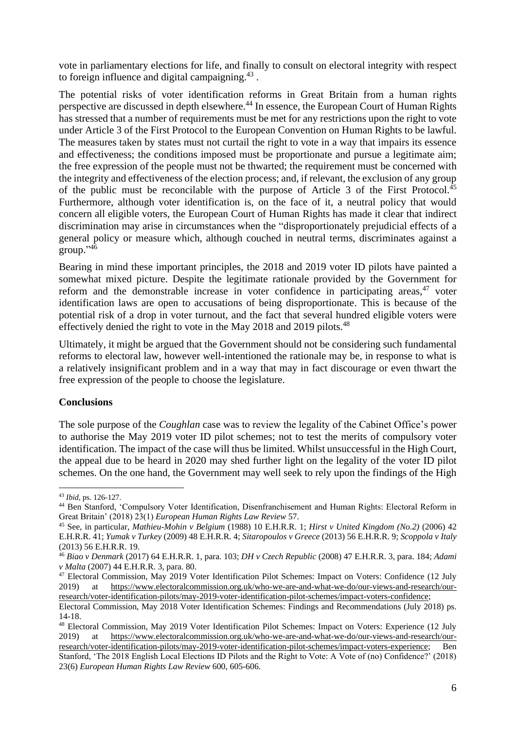vote in parliamentary elections for life, and finally to consult on electoral integrity with respect to foreign influence and digital campaigning.[43] .

The potential risks of voter identification reforms in Great Britain from a human rights perspective are discussed in depth elsewhere.[44] In essence, the European Court of Human Rights has stressed that a number of requirements must be met for any restrictions upon the right to vote under Article 3 of the First Protocol to the European Convention on Human Rights to be lawful. The measures taken by states must not curtail the right to vote in a way that impairs its essence and effectiveness; the conditions imposed must be proportionate and pursue a legitimate aim; the free expression of the people must not be thwarted; the requirement must be concerned with the integrity and effectiveness of the election process; and, if relevant, the exclusion of any group of the public must be reconcilable with the purpose of Article 3 of the First Protocol.[45] Furthermore, although voter identification is, on the face of it, a neutral policy that would concern all eligible voters, the European Court of Human Rights has made it clear that indirect discrimination may arise in circumstances when the "disproportionately prejudicial effects of a general policy or measure which, although couched in neutral terms, discriminates against a group."[46]

Bearing in mind these important principles, the 2018 and 2019 voter ID pilots have painted a somewhat mixed picture. Despite the legitimate rationale provided by the Government for reform and the demonstrable increase in voter confidence in participating areas,[47] voter identification laws are open to accusations of being disproportionate. This is because of the potential risk of a drop in voter turnout, and the fact that several hundred eligible voters were effectively denied the right to vote in the May 2018 and 2019 pilots.[48]

Ultimately, it might be argued that the Government should not be considering such fundamental reforms to electoral law, however well-intentioned the rationale may be, in response to what is a relatively insignificant problem and in a way that may in fact discourage or even thwart the free expression of the people to choose the legislature.

## Conclusions

The sole purpose of the *Coughlan* case was to review the legality of the Cabinet Office's power to authorise the May 2019 voter ID pilot schemes; not to test the merits of compulsory voter identification. The impact of the case will thus be limited. Whilst unsuccessful in the High Court, the appeal due to be heard in 2020 may shed further light on the legality of the voter ID pilot schemes. On the one hand, the Government may well seek to rely upon the findings of the High

---

[43] *Ibid,* ps. 126-127.

[44] Ben Stanford, 'Compulsory Voter Identification, Disenfranchisement and Human Rights: Electoral Reform in Great Britain' (2018) 23(1) *European Human Rights Law Review* 57.

[45] See, in particular, *Mathieu-Mohin v Belgium* (1988) 10 E.H.R.R. 1; *Hirst v United Kingdom (No.2)* (2006) 42 E.H.R.R. 41; *Yumak v Turkey* (2009) 48 E.H.R.R. 4; *Sitaropoulos v Greece* (2013) 56 E.H.R.R. 9; *Scoppola v Italy* (2013) 56 E.H.R.R. 19.

[46] *Biao v Denmark* (2017) 64 E.H.R.R. 1, para. 103; *DH v Czech Republic* (2008) 47 E.H.R.R. 3, para. 184; *Adami v Malta* (2007) 44 E.H.R.R. 3, para. 80.

[47] Electoral Commission, May 2019 Voter Identification Pilot Schemes: Impact on Voters: Confidence (12 July 2019) at https://www.electoralcommission.org.uk/who-we-are-and-what-we-do/our-views-and-research/our-research/voter-identification-pilots/may-2019-voter-identification-pilot-schemes/impact-voters-confidence; Electoral Commission, May 2018 Voter Identification Schemes: Findings and Recommendations (July 2018) ps. 14-18.

[48] Electoral Commission, May 2019 Voter Identification Pilot Schemes: Impact on Voters: Experience (12 July 2019) at https://www.electoralcommission.org.uk/who-we-are-and-what-we-do/our-views-and-research/our-research/voter-identification-pilots/may-2019-voter-identification-pilot-schemes/impact-voters-experience; Ben Stanford, 'The 2018 English Local Elections ID Pilots and the Right to Vote: A Vote of (no) Confidence?' (2018) 23(6) *European Human Rights Law Review* 600, 605-606.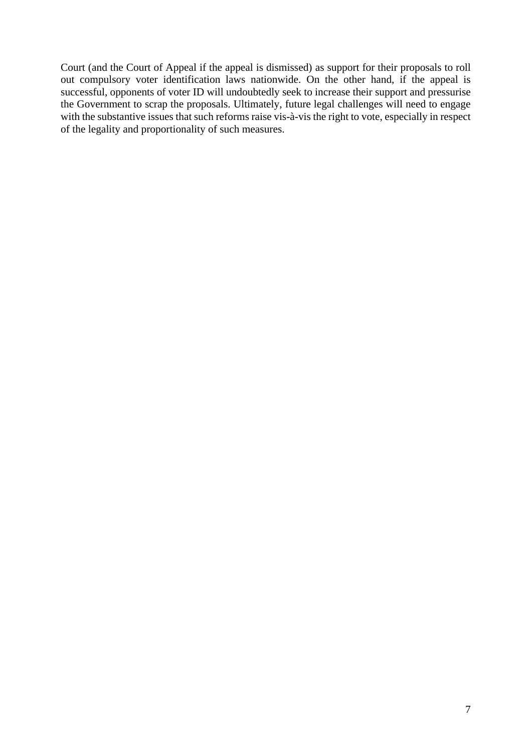Court (and the Court of Appeal if the appeal is dismissed) as support for their proposals to roll out compulsory voter identification laws nationwide. On the other hand, if the appeal is successful, opponents of voter ID will undoubtedly seek to increase their support and pressurise the Government to scrap the proposals. Ultimately, future legal challenges will need to engage with the substantive issues that such reforms raise vis-à-vis the right to vote, especially in respect of the legality and proportionality of such measures.